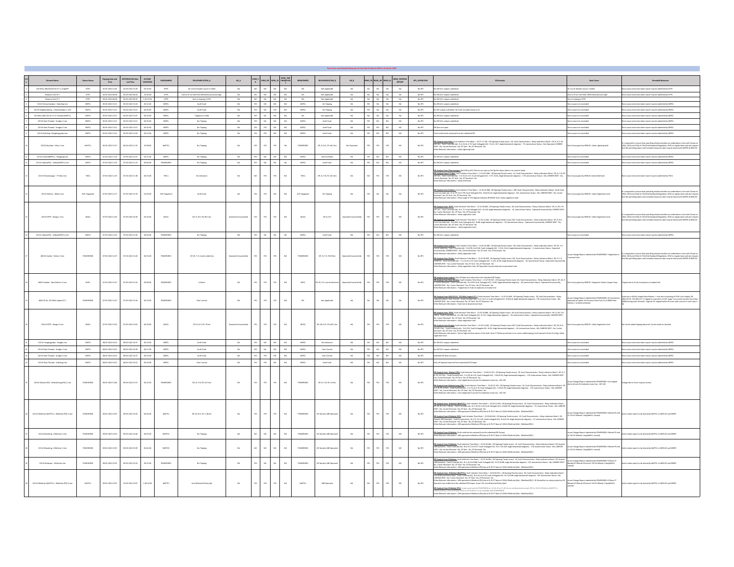**Root Cause and Remedial Measures for the Date 01-March-2022 to 31-March-2022**

| S.No | Element Name | Owner Name | Tripping Date and Time | RESTORATION Date and Time | OUTAGE DURATION | ENDOWNER | RELAYINDICATION_A | AR_A | SEND_F_A | SEND_DR_A | SEND_EL_A | SEND_TRIP FINGERPRINT | BENDOWNER | RELAYINDICATION_B | AR_B | SEND_FR_B | SEND_DR_B | SEND_EL_B | SEND_TRIPPING REPORT | SPS_OPERATION | DR Analysis | Root Cause | Remedial Measures |
|---|---|---|---|---|---|---|---|---|---|---|---|---|---|---|---|---|---|---|---|---|---|---|---|
| 1 | 315 MVA, 400/220/33 kV ICT 1 at BgTPP | OTPC | 01-03-2022 | 02-03-2022 | | OTPC | DC circuit breaker source 2 failed | NA | NO | NO | NO | NO | NIL | Not Applicable | NA | NA | NA | NA | NA | No SPS | No DR & EL outputs submitted | DC circuit breaker source 2 failed | Root cause and action taken report may be submitted by OTPC |
| 2 | Palatana Unit ST 1 | OTPC | 04-03-2022 | 05-03-2022 | | OTPC | Due to ST air inlet filter differential pressure high | NA | NO | NO | NO | NO | NIL | Not Applicable | NA | NA | NA | NA | NA | No SPS | No DR & EL outputs submitted | Due to ST air inlet filter differential pressure high | Root cause and action taken report may be submitted by OTPC |
| 3 | Palatana Unit ST 1 | OTPC | 04-03-2022 | 05-03-2022 | | OTPC | Due to tripping of GTG | NA | NO | NO | NO | NO | NIL | Not Applicable | NA | NA | NA | NA | NA | No SPS | No DR & EL outputs submitted | Due to tripping of GTG | Root cause and action taken report may be submitted by OTPC |
| 4 | 132 kV Churachandpur - Kakching Line | MSPCL | 05-03-2022 | 05-03-2022 | | MSPCL | Earth Fault | NA | YES | NO | NO | NO | MSPCL | No Tripping | NA | YES | NA | NA | NA | No SPS | No DR & EL outputs submitted | Root cause not concluded | Root cause and action taken report may be submitted by MSPCL |
| 5 | 132 kV Ningthoukhong - Churachandpur 1 Line | MSPCL | 05-03-2022 | 05-03-2022 | | MSPCL | Earth Fault | NA | YES | NA | YES | NO | MSPCL | No Trip | NA | YES | NA | NA | NA | No SPS | No DR outputs submitted. No Fault recorded shown in EL | Root cause not concluded | Root cause and action taken report may be submitted by MSPCL |
| 6 | 315 MVA, 400/132 kV ICT at Thoubal (MSPCL) | MSPCL | 05-03-2022 | 05-03-2022 | | MSPCL | Tripped at LV Side | NA | YES | NO | NO | NO | NIL | Not Applicable | NA | NA | NA | NA | NA | No SPS | No DR & EL outputs submitted | Root cause not concluded | Root cause and action taken report may be submitted by MSPCL |
| 7 | 132 kV New Thoubal - Kongba 1 Line | MSPCL | 05-03-2022 | 05-03-2022 | | MSPCL | No Tripping | NA | YES | NA | NO | NO | MSPCL | Earth Fault | NA | YES | NO | NO | NO | No SPS | No DR & EL outputs submitted | Root cause not concluded | Root cause and action taken report may be submitted by MSPCL |
| 8 | 132 kV New Thoubal - Kongba 2 Line | MSPCL | 05-03-2022 | 05-03-2022 | | MSPCL | No Tripping | NA | YES | YES | NO | NO | MSPCL | Earth Fault | NA | YES | NO | NO | NO | No SPS | DR does not open | Root cause not concluded | Root cause and action taken report may be submitted by MSPCL |
| 9 | 132 kV Kakching - Ningthoukhong Line | MSPCL | 05-03-2022 | 05-03-2022 | | MSPCL | No Tripping | NA | YES | YES | NO | NO | MSPCL | Earth Fault | NA | YES | NO | NO | NO | No SPS | Fault could not be analysed from the submitted DR | Root cause not concluded | Root cause and action taken report may be submitted by MSPCL |
| 10 | 220 kV Byrnihat - Killing 1 Line | MePTCL | 05-03-2022 | 06-03-2022 | | MePTCL | No Tripping | NA | YES | YES | YES | NA | POWERGRID | DP, Z1, R-E | Not Operated | YES | YES | YES | NO | No SPS | DR Analysis from Killing: ... Other Relevant Information: Likely Lightning fault | Root Cause given by NERLDC: Likely Lightning fault | It is requested to ensure that patrolling related activities are undertaken in line with Clause no 25(2), 25(5) and 25(6) of CEA (Grid Standard) Regulation, 2010 on regular basis and also request that the patrolling report and remedial measures taken may be shared with NERPC & NERLDC |
| 11 | 132 kV Imphal (MSPCL) - Rengpang Line | MSPCL | 07-03-2022 | 07-03-2022 | | MSPCL | No Tripping | NA | YES | NA | NO | NO | MSPCL | Not Furnished | NA | YES | NO | NO | NO | No SPS | No DR & EL outputs submitted | Root cause not concluded | Root cause and action taken report may be submitted by MSPCL |
| 12 | 132 kV Jiribam(PG) - Jiribam(MSPCL) Line | MSPCL | 07-03-2022 | 07-03-2022 | | POWERGRID | No Tripping | NA | YES | NA | NO | NO | MSPCL | Earth Fault | NA | YES | NO | NO | NO | No SPS | No DR & EL outputs submitted | Root cause not concluded | Root cause and action taken report may be submitted by MSPCL |
| 13 | 132 kV Dharmanagar - P K Bari Line | TSECL | 07-03-2022 | 07-03-2022 | | TSECL | No Indication | NA | NO | YES | YES | NO | TSECL | DP, Z1, F-N | NA | NO | YES | YES | NO | No SPS | DR Analysis from Dharmanagar: ... DR Analysis from P K Bari: ... Other Relevant Information: Likely Solid fault | Root Cause given by NERLDC: Likely Solid fault | Root cause and action taken report may be submitted by TSECL |
| 14 | 132 kV Kohima - Meluri Line | DoP, Nagaland | 07-03-2022 | 07-03-2022 | | DoP, Nagaland | Earth Fault | NA | YES | YES | NO | NO | DoP, Nagaland | No Tripping | NA | YES | NA | NA | NO | No SPS | DR Analysis from Kohima: ... Other Relevant Information: Likely vegetation fault | Root Cause given by NERLDC: Likely Vegetation fault | It is requested to ensure that patrolling related activities are undertaken in line with Clause no 25(2), 25(5) and 25(6) of CEA (Grid Standard) Regulation, 2010 on regular basis and also request that the patrolling report and remedial measures taken may be shared with NERPC & NERLDC |
| 15 | 220 kV BTPS - Rangia 1 Line | AEGCL | 07-03-2022 | 07-03-2022 | | AEGCL | DP, Z1, B-E | Operated Unsuccessfully | YES | YES | YES | NO | AEGCL | DP, Z1, B-E | Operated Unsuccessfully | YES | YES | YES | NO | No SPS | DR Analysis from BTPS: ... DR Analysis from Rangia: ... Other Relevant Information: Likely vegetation fault | Root Cause given by NERLDC: Likely Vegetation fault | It is requested to ensure that patrolling related activities are undertaken in line with Clause no 25(2), 25(5) and 25(6) of CEA (Grid Standard) Regulation, 2010 on regular basis and also request that the patrolling report and remedial measures taken may be shared with NERPC & NERLDC |
| 16 | 132 kV Jiribam(PG) - Jiribam(MSPCL) Line | MSPCL | 07-03-2022 | 07-03-2022 | | POWERGRID | No Tripping | NA | YES | NA | NA | NO | MSPCL | Earth Fault | NA | YES | NO | NO | NO | No SPS | No DR & EL outputs submitted | Root cause not concluded | Root cause and action taken report may be submitted by MSPCL |
| 17 | 400 kV Imphal - Silchar 1 Line | POWERGRID | 07-03-2022 | 07-03-2022 | | POWERGRID | DP, Z1, Y-E, Carrier aided trip | Operated Unsuccessfully | YES | YES | YES | NO | POWERGRID | DP, Z1, Y-E | Operated Unsuccessfully | YES | YES | YES | NO | No SPS | DR Analysis from Imphal: ... DR Analysis from Silchar: ... Other Relevant Information: A/R Operated Unsuccessfully due to persistent fault | As per Outage Report submitted by POWERGRID: Tripped due to Transient Fault | It is requested to ensure that patrolling related activities are undertaken in line with Clause no 25(2), 25(5) and 25(6) of CEA (Grid Standard) Regulation, 2010 on regular basis and also request that the patrolling report and remedial measures taken may be shared with NERPC & NERLDC |
| 18 | 400 kV Imphal - New Kohima 1 Line | KMTL | 07-03-2022 | 07-03-2022 | | POWERGRID | LA Burst | NA | YES | YES | YES | NO | KMTL | DP, Z1, R-E, Carrier Received | Operated Unsuccessfully | YES | YES | YES | NO | No SPS | DR Analysis from Imphal: ... DR Analysis from New Kohima: ... Other Relevant Information: Tripped due to R-ph LA explosion at Imphal end | Root Cause given by NERLDC: Equipment failure/ Jumper Snap | Tripped due to R-ph LA explosion at Imphal end |
| 19 | 400/132 kV, 315 MVA Imphal ICT 1 | POWERGRID | 07-03-2022 | 07-03-2022 | | POWERGRID | Over Current | NA | YES | YES | YES | NO | NIL | Not Applicable | NA | NA | NA | NA | NA | No SPS | DR Analysis from 400/132 kV, 315 MVA Imphal ICT 1: ... Other Relevant Information: Fault due to downstream fault | As per Outage Report submitted by POWERGRID: O/C protection operated at Imphal | Fault was in 400 kV Imphal-New Kohima 1 Line due to bursting of R-Ph LA at Imphal ... |
| 20 | 220 kV BTPS - Rangia 2 Line | AEGCL | 07-03-2022 | 07-03-2022 | | AEGCL | DP, Z1, B-E | Operated Unsuccessfully | YES | YES | YES | NO | AEGCL | DP, Z4, B-E | NA | YES | YES | YES | NO | No SPS | DR Analysis from BTPS: ... DR Analysis from Rangia: ... Other Relevant Information: Likely vegetation fault | Root Cause given by NERLDC: Likely Vegetation fault | No Carrier aided tripping observed. Carrier needs to checked |
| 21 | 132 kV Yaingangpokpi - Kongba Line | MSPCL | 08-03-2022 | 08-03-2022 | | MSPCL | Earth Fault | NA | YES | NO | NO | NO | MSPCL | No Indication | NA | YES | NO | NO | NO | No SPS | No DR & EL outputs submitted | Root cause not concluded | Root cause and action taken report may be submitted by MSPCL |
| 22 | 132 kV New Thoubal - Kongba 1 Line | MSPCL | 08-03-2022 | 08-03-2022 | | MSPCL | Earth Fault | NA | YES | NO | NO | NO | MSPCL | Over Current | NA | YES | NO | NO | NO | No SPS | No DR & EL outputs submitted | Root cause not concluded | Root cause and action taken report may be submitted by MSPCL |
| 23 | 132 kV New Thoubal - Kongba 2 Line | MSPCL | 08-03-2022 | 08-03-2022 | | MSPCL | Earth Fault | NA | YES | NO | NO | NO | MSPCL | Over Current | NA | YES | NO | NO | NO | No SPS | Submitted DR does not open | Root cause not concluded | Root cause and action taken report may be submitted by MSPCL |
| 24 | 132 kV New Thoubal - Kakching Line | MSPCL | 08-03-2022 | 08-03-2022 | | MSPCL | Over Current | NA | YES | NO | NO | NO | MSPCL | Earth Fault | NA | YES | NO | NO | NO | No SPS | Only DR Opened observed from submitted DR Output | Root cause not concluded | Root cause and action taken report may be submitted by MSPCL |
| 25 | 220 kV Mariani (PG) - Mokokchung (PG) 2 Line | POWERGRID | 09-03-2022 | 09-03-2022 | | POWERGRID | DP, Z1, Y-B | NA | YES | YES | YES | NO | POWERGRID | DP, Z1, Y-B | NA | YES | YES | YES | NO | No SPS | DR Analysis from Mariani (PG): ... DR Analysis from Mokokchung (PG): ... Other Relevant Information: Line tripped due to jhoom fire | As per Outage Report submitted by POWERGRID: Line tripped due to jhoom fire | Outage due to force majeure events |
| 26 | 132 kV Khliehriat (MePTCL) - Khliehriat (PG) 1 Line | POWERGRID | 09-03-2022 | 09-03-2022 | | MePTCL | DP, Z4, B-E | NA | YES | YES | NO | NO | POWERGRID | ZIV Started, LBB Operated | NA | YES | YES | YES | NO | No SPS | DR Analysis from Khliehriat (MePTCL): ... DR Analysis from Khliehriat (PG): ... Other Relevant Information: LBB operated at Khliehriat (PG) | As per Outage Report submitted by POWERGRID: Khliehriat PG end | Action taken report to be shared by MePTCL to NERLDC and NERPC |
| 27 | 132 kV Khandong - Khliehriat 1 Line | POWERGRID | 09-03-2022 | 09-03-2022 | | NEEPCO | No Tripping | NA | NO | NO | NO | NO | POWERGRID | ZIV Started, LBB Operated | NA | YES | YES | YES | NO | No SPS | DR Analysis from Khliehriat: Fault could not be analysed from the submitted DR Output. Other Relevant Information: LBB operated at Khliehriat (PG) | As per Outage Report submitted by POWERGRID | Action taken report to be shared by MePTCL to NERLDC and NERPC |
| 28 | 132 kV Khandong - Khliehriat 2 Line | POWERGRID | 09-03-2022 | 09-03-2022 | | NEEPCO | No Tripping | NA | NO | NO | NO | NO | POWERGRID | ZIV Started, LBB Operated | NA | YES | YES | YES | NO | No SPS | DR Analysis from Khliehriat: ... Other Relevant Information: LBB operated at Khliehriat (PG) | As per Outage Report submitted by POWERGRID | Action taken report to be shared by MePTCL to NERLDC and NERPC |
| 29 | 132 kV Badarpur - Khliehriat Line | POWERGRID | 09-03-2022 | 09-03-2022 | | POWERGRID | No Tripping | NA | YES | NO | NO | NO | POWERGRID | ZIV Started, LBB Operated | NA | YES | YES | YES | NO | No SPS | DR Analysis from Khliehriat: ... Other Relevant Information: LBB operated at Khliehriat (PG) | As per Outage Report submitted by POWERGRID | Action taken report to be shared by MePTCL to NERLDC and NERPC |
| 30 | 132 kV Khliehriat (MePTCL) - Khliehriat (PG) 2 Line | MePTCL | 09-03-2022 | 10-03-2022 | | MePTCL | Line differential Relay Opt | NA | YES | YES | YES | NO | MePTCL | LBB Operated | NA | YES | YES | YES | NO | No SPS | DR Analysis from Khliehriat (MePTCL): ... DR Analysis from Khliehriat (PG): ... Other Relevant Information: LBB operated at Khliehriat (PG) | As per Outage Report submitted by POWERGRID | Action taken report to be shared by MePTCL to NERLDC and NERPC |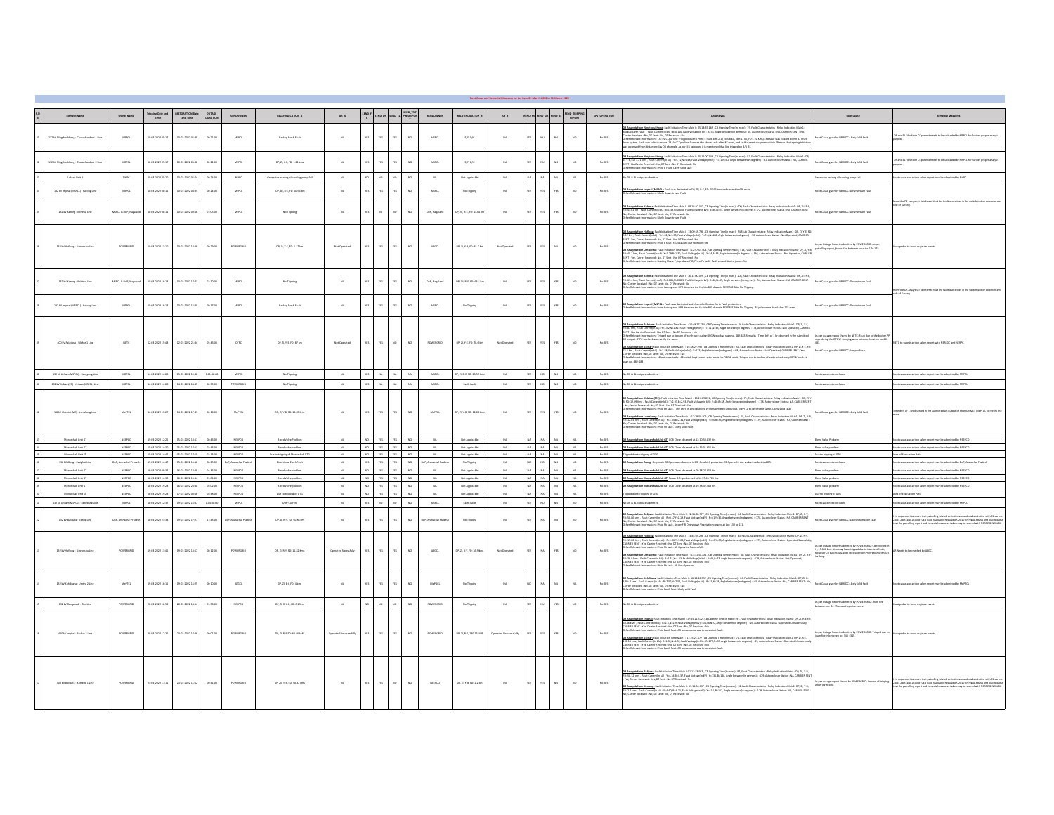# Root Cause and Remedial Measures for the Date 01-March-2022 to 31-March-2022

| S.No | Element Name | Owner Name | Tripping Date and Time | RESTORATION Date and Time | OUTAGE DURATION | SENDOWNER | RELAYINDICATION_A | AR_A | SEND_FIR | SEND_DR | SEND_EL | SEND_TRIP FINDER | RENDOWNER | RELAYINDICATION_B | AR_B | REND_FIR | REND_DR | REND_EL | REND_TRIPPING REPORT | SPS_OPERATION | DR Analysis | Root Cause | Remedial Measures |
|---|---|---|---|---|---|---|---|---|---|---|---|---|---|---|---|---|---|---|---|---|---|---|---|
| 31 | 132 kV Ningthoukhong - Churachandpur 1 Line | MSPCL | 18-03-2022 05:17 | 18-03-2022 05:38 | 00:21:00 | MSPCL | Backup Earth Fault | NA | YES | YES | YES | NO | MSPCL | E/F, O/C | NA | YES | NA | NO | NO | No SPS | DR Analysis from Ningthoukhong: Fault Initiation Time Main I, CB Opening Time, Fault Characteristics, Relay Indication Main I: Backup Earth Fault, Autorecloser Status: NA, CARRIER SENT: No, Carrier Received: No, DT Sent: No, DT Received: No | Root Cause given by NERLDC Likely Solid fault | DR and EL files from CC pan end needs to be uploaded by MSPCL for further proper analysis purpose. |
| 32 | 132 kV Ningthoukhong - Churachandpur 1 Line | MSPCL | 18-03-2022 05:17 | 18-03-2022 05:48 | 00:31:00 | MSPCL | DP, Z1, Y-E, FD: 1.21 kms | NA | YES | YES | YES | NO | MSPCL | E/F, O/C | NA | YES | NA | NO | NO | No SPS | DR Analysis from Ningthoukhong: Fault Initiation Time Main I, CB Opening Time, Fault Characteristics, Relay Indication Main I: DP, Z1, Y-E, FD: 1.21 kms, Autorecloser Status: NA, CARRIER SENT: No, Carrier Received: No, DT Sent: No, DT Received: No. Other Relevant Information: Fault likely solid fault | Root Cause given by NERLDC Likely Solid fault | DR and EL files from CC pan end needs to be uploaded by MSPCL for further proper analysis purpose. |
| 33 | Loktak Unit 3 | NHPC | 18-03-2022 05:20 | 18-03-2022 05:44 | 00:24:00 | NHPC | Generator bearing oil cooling pump fail | NA | NO | NO | NO | NO | NIL | Not Applicable | NA | NA | NA | NA | NA | No SPS | No DR & EL outputs submitted | Generator bearing oil cooling pump fail | Root cause and action taken report may be submitted by NHPC |
| 34 | 132 kV Imphal (MSPCL) - Karong Line | MSPCL | 18-03-2022 08:11 | 18-03-2022 08:35 | 00:24:00 | MSPCL | DP, Z1, B-E, FD: 60.96 km | NA | YES | YES | YES | NO | MSPCL | No Tripping | NA | YES | YES | YES | NO | No SPS | DR Analysis from Imphal (MSPCL): Fault was detected in DP, Z1, B-E, FD: 60.96 kms and cleared in 480 msec | Root Cause given by NERLDC: Downstream Fault | |
| 35 | 132 kV Karong - Kohima Line | MSPCL & DoP, Nagaland | 18-03-2022 08:11 | 18-03-2022 09:16 | 01:05:00 | MSPCL | No Tripping | NA | YES | YES | YES | NO | DoP, Nagaland | DP, Z4, B-E, FD: 43.61 km | NA | YES | YES | YES | NO | No SPS | DR Analysis from Kohima: Fault Initiation Time Main I, CB Opening Time, Fault Characteristics, Relay Indication Main I: DP, Z4, B-E, Autorecloser Status: NA, CARRIER SENT: No, Carrier Received: No, DT Sent: No, DT Received: No. Other Relevant Information: Likely Downstream Fault | Root Cause given by NERLDC: Downstream Fault | From the DR Analysis, it is inferred that the fault was either in the switchyard or downstream side of Karong. |
| 36 | 132 kV Haflong - Umrangshu Line | POWERGRID | 18-03-2022 13:10 | 19-03-2022 15:09 | 00:09:00 | POWERGRID | DP, Z1, Y-E, FD: 5.13 km | Not Operated | YES | YES | YES | NO | AEGCL | DP, Z1, Y-B, FD: 45.2 km | Not Operated | YES | YES | YES | NO | No SPS | DR Analysis from Haflong: Fault Initiation Time Main I, CB Opening Time, Fault Characteristics, Relay Indication Main I: DP, Z1, Y-E, Autorecloser Status: Not Operated, CARRIER SENT: Yes, Carrier Received: No, DT Sent: No, DT Received: No. Other Relevant Information: Y-E fault. DR Analysis from Umrangshu: Fault Initiation Time Main I, CB Opening Time, Fault Characteristics, Relay Indication Main I: DP, Z1, Y-B, Autorecloser Status: Not Operated, CARRIER SENT: Yes, Carrier Received: Yes, DT Sent: No, DT Received: No | As per Outage Report submitted by POWERGRID: As per patrolling report, flower fire between location 174-175 | Outage due to force majeure events |
| 37 | 132 kV Karong - Kohima Line | MSPCL & DoP, Nagaland | 18-03-2022 16:13 | 18-03-2022 17:23 | 01:10:00 | MSPCL | No Tripping | NA | YES | YES | YES | NO | DoP, Nagaland | DP, Z3, R-E, FD: 43.4 km | NA | YES | YES | YES | NO | No SPS | DR Analysis from Kohima: Fault Initiation Time Main I, CB Opening Time, Fault Characteristics, Relay Indication Main I: DP, Z3, R-E, Autorecloser Status: NA, CARRIER SENT: No, Carrier Received: No, DT Sent: No, DT Received: No. Other Relevant Information: From Karong end, DPR detected the fault in B-E phase in REVERSE Side, No Tripping | Root Cause given by NERLDC: Downstream Fault | From the DR Analysis, it is inferred that the fault was either in the switchyard or downstream side of Karong. |
| 38 | 132 kV Imphal (MSPCL) - Karong Line | MSPCL | 18-03-2022 16:13 | 18-03-2022 16:30 | 00:17:00 | MSPCL | Backup Earth Fault | NA | YES | YES | YES | NO | MSPCL | No Tripping | NA | YES | YES | YES | NO | No SPS | DR Analysis from Imphal (MSPCL): Fault was detected and cleared in Backup Earth Fault protection. Other Relevant Information: From Karong end, DPR detected the fault in B-E phase in REVERSE Side, No Tripping | Root Cause given by NERLDC: Downstream Fault | |
| 39 | 400 kV Palatana - Silchar 1 Line | NETC | 12-03-2022 15:48 | 12-03-2022 21:16 | 05:44:00 | OTPC | DP, Z1, Y-E, FD: 87 km | Not Operated | YES | YES | NO | NO | POWERGRID | DP, Z1, Y-E, FD: 76.6 km | Not Operated | YES | YES | YES | NO | No SPS | DR Analysis from Palatana: Fault Initiation Time Main I, CB Opening Time, Fault Characteristics, Relay Indication Main I: DP, Z1, Y-E, Autorecloser Status: Not Operated, CARRIER SENT: Yes, Carrier Received: No, DT Sent: No, DT Received: No. Other Relevant Information: Tripped due to broken of earth wire during OPGW work at span loc 482-483. DR Analysis from Silchar: Fault Initiation Time Main I, CB Opening Time, Fault Characteristics, Relay Indication Main I: DP, Z1, Y-E, Autorecloser Status: Not Operated, CARRIER SENT: Yes, Carrier Received: No, DT Sent: No, DT Received: No | As per outage report shared by NETC: Fault due to the broken EW wire during the OPGW stringing work between location no 482-483. Root Cause given by NERLDC: Jumper Snap | NETC to submit action taken report with NERLDC and NERPC. |
| 40 | 132 kV Jiribam (MSPCL) - Rengpang Line | MSPCL | 14-03-2022 14:08 | 15-03-2022 15:48 | 1:01:32:00 | MSPCL | No Tripping | NA | YES | NA | NA | NA | MSPCL | DP, Z1, R-E, FD: 26.59 Kms | NA | YES | NO | NO | NO | No SPS | No DR & EL outputs submitted | Root cause not concluded | Root cause and action taken report may be submitted by MSPCL. |
| 41 | 132 kV Jiribam(PG) - Jiribam(MSPCL) Line | MSPCL | 14-03-2022 14:08 | 14-03-2022 14:47 | 00:39:00 | POWERGRID | No Tripping | NA | YES | NA | NA | NA | MSPCL | Earth Fault | NA | YES | NO | NO | NO | No SPS | No DR & EL outputs submitted | Root cause not concluded | Root cause and action taken report may be submitted by MSPCL. |
| 42 | 132kV Khliehriat(ME) - Lumshnong Line | MePTCL | 14-03-2022 17:27 | 14-03-2022 17:43 | 00:16:00 | MePTCL | DP, Z1, Y-B, FD: 12.09 Kms | NA | YES | YES | YES | NO | MePTCL | DP, Z1, Y-B, FD: 12.32 Kms | NA | YES | YES | YES | NO | No SPS | DR Analysis from Khliehriat(ME): Fault Initiation Time Main I, CB Opening Time, Fault Characteristics, Relay Indication Main I: DP, Z1, Y-B, Autorecloser Status: NA, CARRIER SENT: No, Carrier Received: No, DT Sent: No, DT Received: No. Other Relevant Information: Y-B fault. Time drift of 1 hr observed in the submitted DR output. MePTCL to rectify the same. Likely solid fault. DR Analysis from Lumshnong: Fault Initiation Time Main I, CB Opening Time, Fault Characteristics, Relay Indication Main I: DP, Z1, Y-B, Autorecloser Status: NA, CARRIER SENT: Yes, Carrier Received: No, DT Sent: No, DT Received: No. Other Relevant Information: Y-B fault. Likely solid fault | Root Cause given by NERLDC Likely Solid fault | Time drift of 1 hr observed in the submitted DR of Khliehriat(ME), MePTCL to rectify the same. |
| 43 | Monarchak Unit GT | NEEPCO | 15-03-2022 12:25 | 15-03-2022 13:11 | 00:46:00 | NEEPCO | Bleed Valve Problem | NA | NO | YES | YES | NO | NIL | Not Applicable | NA | NA | NA | NA | NA | No SPS | DR Analysis from Monarchak Unit GT: GCB Close observed at 13:10:50.832 Hrs | Bleed Valve Problem | Root cause and action taken report may be submitted by NEEPCO |
| 44 | Monarchak Unit GT | NEEPCO | 15-03-2022 14:36 | 15-03-2022 17:11 | 02:35:00 | NEEPCO | Bleed valve problem | NA | NO | YES | YES | NO | NIL | Not Applicable | NA | NA | NA | NA | NA | No SPS | DR Analysis from Monarchak Unit GT: GCB Close observed at 14:36:05.006 Hrs | Bleed valve problem | Root cause and action taken report may be submitted by NEEPCO |
| 45 | Monarchak Unit ST | NEEPCO | 15-03-2022 14:43 | 15-03-2022 17:59 | 03:13:00 | NEEPCO | Due to tripping of Monarchak GTG | NA | NO | YES | YES | NO | NIL | Not Applicable | NA | NA | NA | NA | NA | No SPS | Tripped due to tripping of GTG | Due to tripping of GTG | Loss of Evacuation Path |
| 46 | 132 kV Along - Pasighat Line | DoP, Arunachal Pradesh | 15-03-2022 14:47 | 15-03-2022 15:12 | 00:25:00 | DoP, Arunachal Pradesh | Directional Earth Fault | NA | YES | YES | YES | NO | DoP, Arunachal Pradesh | No Tripping | NA | NO | NO | NO | NO | No SPS | DR Analysis from Along: Only main CB Open was observed in DR. On which protection CB Opened is not visible in submitted DR | Root cause not concluded | Root cause and action taken report may be submitted by DoP, Arunachal Pradesh |
| 47 | Monarchak Unit GT | NEEPCO | 16-03-2022 09:54 | 16-03-2022 13:49 | 03:55:00 | NEEPCO | Bleed valve problem | NA | NO | YES | YES | NO | NIL | Not Applicable | NA | NA | NA | NA | NA | No SPS | DR Analysis from Monarchak Unit GT: GCB Close observed at 09:58:27.953 Hrs | Bleed valve problem | Root cause and action taken report may be submitted by NEEPCO |
| 48 | Monarchak Unit GT | NEEPCO | 16-03-2022 14:50 | 16-03-2022 15:34 | 01:08:00 | NEEPCO | Bleed Valve problem | NA | NO | YES | YES | NO | NIL | Not Applicable | NA | NA | NA | NA | NA | No SPS | DR Analysis from Monarchak Unit GT: Power 1 Trip observed at 14:37:43.706 Hrs | Bleed Valve problem | Root cause and action taken report may be submitted by NEEPCO |
| 49 | Monarchak Unit GT | NEEPCO | 16-03-2022 19:28 | 18-03-2022 23:30 | 04:02:00 | NEEPCO | Bleed Valve problem | NA | NO | YES | YES | NO | NIL | Not Applicable | NA | NA | NA | NA | NA | No SPS | DR Analysis from Monarchak Unit GT: GCB Close observed at 19:38:52.443 Hrs | Bleed Valve problem | Root cause and action taken report may be submitted by NEEPCO |
| 50 | Monarchak Unit ST | NEEPCO | 16-03-2022 19:28 | 17-03-2022 06:16 | 10:48:00 | NEEPCO | Due to tripping of GTG | NA | NO | YES | YES | NO | NIL | Not Applicable | NA | NA | NA | NA | NA | No SPS | Tripped due to tripping of GTG | Due to tripping of GTG | Loss of Evacuation Path |
| 51 | 132 kV Jiribam(MSPCL) - Rengpang Line | MSPCL | 18-03-2022 12:17 | 19-03-2022 16:17 | 1:04:00:00 | MSPCL | Over Current | NA | YES | NO | NO | NO | MSPCL | Earth Fault | NA | YES | NO | NO | NO | No SPS | No DR & EL outputs submitted | Root cause not concluded | Root cause and action taken report may be submitted by MSPCL. |
| 52 | 132 kV Balipara - Tenga Line | DoP, Arunachal Pradesh | 18-03-2022 23:58 | 19-03-2022 17:21 | 17:23:00 | DoP, Arunachal Pradesh | DP, Z1, R-Y, FD: 55.85 km | NA | YES | YES | YES | NO | DoP, Arunachal Pradesh | No Tripping | NA | YES | NA | NO | NO | No SPS | DR Analysis from Balipara: Fault Initiation Time Main I, CB Opening Time, Fault Characteristics, Relay Indication Main I: DP, Z1, R-Y, Autorecloser Status: NA, CARRIER SENT: Yes, Carrier Received: No, DT Sent: No, DT Received: No. Other Relevant Information: R-Y fault. As per FIR Overgrown Vegetation cleared at Loc 230 to 231 | Root Cause given by NERLDC Likely Vegetation fault | It is requested to ensure that patrolling related activities are undertaken in Line with Clause no 23(2), 23(3) and 23(4) of CEA (Grid Standard) Regulation, 2010 on regular basis and also request that the patrolling report and remedial measures taken may be shared with NERPC & NERLDC |
| 53 | 132 kV Haflong - Umrangshu Line | POWERGRID | 19-03-2022 13:45 | 19-03-2022 13:57 | 00:12:00 | POWERGRID | DP, Z1, R-Y, FD: 35.82 Kms | Operated Successfully | YES | YES | YES | NO | AEGCL | DP, Z1, R-Y, FD: 30.9 kms | Not Operated | YES | NA | NO | NO | No SPS | DR Analysis from Haflong: Fault Initiation Time Main I, CB Opening Time, Fault Characteristics, Relay Indication Main I: DP, Z1, R-Y, Autorecloser Status: Operated Successfully, CARRIER SENT: Yes, Carrier Received: Yes, DT Sent: No, DT Received: No. Other Relevant Information: R-Y fault. AR Operated Successfully. DR Analysis from Umrangshu: Fault Initiation Time Main I, CB Opening Time, Fault Characteristics, Relay Indication Main I: DP, Z1, R-Y, Autorecloser Status: Not Operated, CARRIER SENT: Yes, Carrier Received: Yes, DT Sent: No, DT Received: No. Other Relevant Information: R-Y fault. AR Not Operated | As per Outage Report submitted by POWERGRID: CB reclosed, R-Y, 15.856 kms. Line may have tripped due to transient fault, however CB successfully auto reclosed from POWERGRID end at Haflong. | AR Needs to be checked by AEGCL |
| 54 | 132 kV Kailashahar - Umtru 2 Line | MePTCL | 19-03-2022 16:15 | 19-03-2022 16:25 | 00:10:00 | AEGCL | DP, Z1, B-E, FD: 4kms | NA | YES | YES | YES | NO | MePTCL | No Tripping | NA | NO | NA | NO | NO | No SPS | DR Analysis from Kailashahar: Fault Initiation Time Main I, CB Opening Time, Fault Characteristics, Relay Indication Main I: DP, Z1, B-E, Autorecloser Status: NA, CARRIER SENT: Yes, Carrier Received: No, DT Sent: No, DT Received: No. Other Relevant Information: Likely solid fault | Root Cause given by NERLDC Likely Solid fault | Root cause and action taken report may be submitted by MePTCL |
| 55 | 132 kV Rangpo - Ziro Line | POWERGRID | 20-03-2022 12:58 | 20-03-2022 14:04 | 01:06:00 | NEEPCO | DP, Z1, R-Y, FD: 4.23km | NA | NO | NO | NO | NO | POWERGRID | No Tripping | NA | NO | NO | NO | NO | No SPS | No DR & EL outputs submitted | As per Outage Report submitted by POWERGRID: Boom fire between loc. 24-25 caused by miscreants | Outage due to force majeure events |
| 56 | 400 kV Imphal - Silchar 1 Line | POWERGRID | 20-03-2022 17:25 | 20-03-2022 17:26 | 00:01:00 | POWERGRID | DP, Z1, R-Y, FD: 60.46 kms | Operated Unsuccessfully | YES | YES | YES | NO | POWERGRID | DP, Z1, R-E, 130.16 km | Operated Unsuccessfully | YES | YES | YES | NO | No SPS | DR Analysis from Imphal: Fault Initiation Time Main I, CB Opening Time, Fault Characteristics, Relay Indication Main I: DP, Z1, R-E, Autorecloser Status: Operated Unsuccessfully, CARRIER SENT: Yes, Carrier Received: Yes, DT Sent: No, DT Received: No. Other Relevant Information: Phase R fault. AR unsuccessful due to persistent fault. DR Analysis from Silchar: Fault Initiation Time Main I, CB Opening Time, Fault Characteristics, Relay Indication Main I: DP, Z1, R-E, Autorecloser Status: Operated Unsuccessfully, CARRIER SENT: Yes, Carrier Received: Yes, DT Sent: No, DT Received: No. Other Relevant Information: Phase R fault. AR unsuccessful due to persistent fault | As per Outage Report submitted by POWERGRID: Tripped due to Boom fire in between loc 504 - 505 | Outage due to force majeure events |
| 57 | 400 kV Balipara - Kameng 1 Line | POWERGRID | 23-03-2022 11:11 | 23-03-2022 11:52 | 00:41:00 | POWERGRID | DP, Z1, Y-B, FD: 50.32 kms | NA | YES | YES | YES | NO | NEEPCO | DP, Z1, Y-B, FD: 2.2 km | NA | YES | YES | YES | NO | No SPS | DR Analysis from Balipara: Fault Initiation Time Main I, CB Opening Time, Fault Characteristics, Relay Indication Main I: DP, Z1, Y-B, Autorecloser Status: NA, CARRIER SENT: Yes, Carrier Received: Yes, DT Sent: No, DT Received: No. DR Analysis from Kameng: Fault Initiation Time Main I, CB Opening Time, Fault Characteristics, Relay Indication Main I: DP, Z1, Y-B, FD: 2.2 kms, Autorecloser Status: NA, CARRIER SENT: Yes, Carrier Received: Yes, DT Sent: No, DT Received: No | As per outage report shared by POWERGRID: Reason of tripping under patrolling | It is requested to ensure that patrolling related activities are undertaken in Line with Clause no 23(2), 23(3) and 23(4) of CEA (Grid Standard) Regulation, 2010 on regular basis and also request that the patrolling report and remedial measures taken may be shared with NERPC & NERLDC |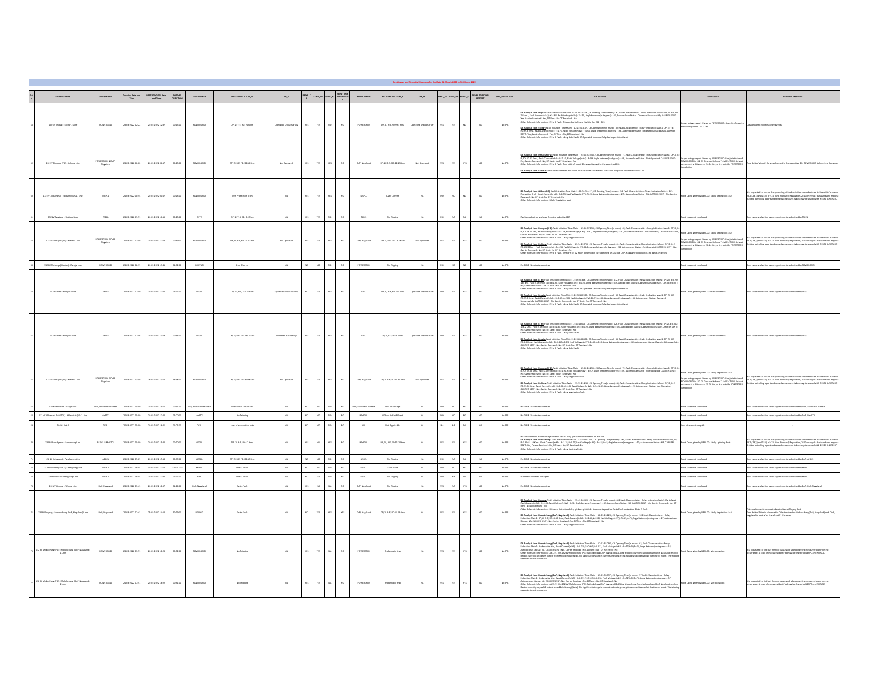**Root Cause and Remedial Measures for the Date 01 March 2022 to 31 March 2022**

| S.No | Element Name | Owner Name | Tripping Date and Time | RESTORATION Date and Time | OUTAGE DURATION | DENDOWNER | RELAYINDICATION_A | AR_A | DENO_FIR | DENO_DR | DENO_EL | DENO_TRIP PHASORPOT | RENDOWNER | RELAYINDICATION_B | AR_B | RENO_FIR | RENO_DR | RENO_EL | RENO_TRIPPING REPORT | SPS_OPERATION | DR Analysis | Root Cause | Remedial Measures |
|---|---|---|---|---|---|---|---|---|---|---|---|---|---|---|---|---|---|---|---|---|---|---|---|
| 58 | 400 kV Imphal - Silchar 2 Line | POWERGRID | 23-03-2022 12:22 | 23-03-2022 12:37 | 00:15:00 | POWERGRID | DP, Z1, Y-E, FD: 71.6 km | Operated Unsuccessfully | YES | YES | NO | NO | POWERGRID | DP, Z1, Y-E, FD: 99.3 Kms | Operated Unsuccessfully | YES | YES | NO | NO | No SPS | DR Analysis from Imphal: Fault Initiation Time Main I, CB Opening Time, Fault Characteristics, Relay Indication Main1: DP, Z1, Y-E ... Other Relevant Information: Prima facie fault. DR Analysis from Silchar: ... Other Relevant Information: Prima facie Likely Solid fault. AR Operated Unsuccessfully due to persistent fault | As per outage report shared by POWERGRID : fault found in between span no. 284 - 285 | Outage due to force majeure events |
| 59 | 132 kV Dimapur (PG) - Kohima Line | POWERGRID & DoP, Nagaland | 24-03-2022 00:02 | 24-03-2022 00:17 | 00:15:00 | POWERGRID | DP, Z1, B-E, FD: 34.84 Kms | Not Operated | YES | YES | YES | NO | DoP, Nagaland | DP, Z1, B-E, FD: 23.23 Kms | Not Operated | YES | YES | YES | NO | No SPS | DR Analysis from Dimapur (PG): ... Other Relevant Information: Time drift of about 1 hr was observed in the submitted DR. DR Analysis from Kohima: DR output submitted ... DoP, Nagaland to submit correct DR. | As per outage report shared by POWERGRID: Line jurisdiction of POWERGRID is 132 kV Dimapur-Kohima ... occurred at a distance of 34.84 Km, so it is outside POWERGRID jurisdiction. | Time drift of about 1 hr was observed in the submitted DR. POWERGRID to look into the same. |
| 60 | 132 kV Jiribam(PG) - Jiribam(MSPCL) Line | MSPCL | 24-03-2022 06:54 | 24-03-2022 10:17 | 03:23:00 | POWERGRID | Diff. Protection R-ph | NA | YES | YES | YES | NO | MSPCL | Over Current | NA | NO | NO | NO | NO | No SPS | DR Analysis from Jiribam(PG): ... Other Relevant Information: Likely Vegetation fault | Root Cause given by NERLDC: Likely Vegetation fault | It is requested to ensure that patrolling related activities are undertaken in line with Clause no 23(2), 23(3) and 23(4) of CEA (Grid Standard) Regulation, 2010 on regular basis and also request that the patrolling report and remedial measures taken may be shared with NERPC & NERLDC |
| 61 | 132 kV Palatana - Udaipur Line | TSECL | 24-03-2022 09:51 | 24-03-2022 10:16 | 00:25:00 | OTPC | DP, Z1, Y-B, FD: 2.49 km | NA | YES | YES | NO | NO | TSECL | No Tripping | NA | NO | NA | NA | NA | No SPS | Faults could not be analysed from the submitted DR | Root cause not concluded | Root cause and action taken report may be submitted by TSECL |
| 62 | 132 kV Dimapur (PG) - Kohima Line | POWERGRID & DoP, Nagaland | 24-03-2022 11:59 | 24-03-2022 12:48 | 00:49:00 | POWERGRID | DP, Z1, B-E, FD: 38.14 km | Not Operated | YES | YES | YES | NO | DoP, Nagaland | DP, Z1, B-E, FD: 23.38 Km | Not Operated | YES | YES | YES | NO | No SPS | DR Analysis from Dimapur (PG): ... Other Relevant Information: Prima facie Likely Vegetation fault. DR Analysis from Kohima: ... Other Relevant Information: Prima facie fault. Time drift of 12 hours observed in the submitted DR. DoP, Nagaland to look into and take corrective action. | Root Cause given by NERLDC: Likely Vegetation fault. As per outage report shared by POWERGRID: Line jurisdiction of POWERGRID ... occurred at a distance of 38.14 Km, so it is outside POWERGRID jurisdiction. | It is requested to ensure that patrolling related activities are undertaken in line with Clause no 23(2), 23(3) and 23(4) of CEA (Grid Standard) Regulation, 2010 on regular basis and also request that the patrolling report and remedial measures taken may be shared with NERPC & NERLDC |
| 63 | 132 kV Motanga (Bhutan) - Rangia Line | POWERGRID | 24-03-2022 12:39 | 24-03-2022 13:41 | 01:02:00 | BHUTAN | Over Current | NA | NO | NO | NO | NO | POWERGRID | No Tripping | NA | NO | NO | NO | NO | No SPS | No DR & EL outputs submitted | Root cause not concluded | Root cause and action taken report may be submitted by POWERGRID |
| 64 | 220 kV BTPS - Rangia 2 Line | AEGCL | 24-03-2022 12:40 | 24-03-2022 17:07 | 04:27:00 | AEGCL | DP, Z1, B-E, FD: 104 km | Operated Unsuccessfully | NO | YES | YES | NO | AEGCL | DP, Z1, B-E, FD: 25.8 Kms | Operated Unsuccessfully | NO | YES | NO | NO | No SPS | DR Analysis from BTPS: ... Other Relevant Information: Prima facie Likely Solid fault. AR Operated Unsuccessfully due to persistent fault. DR Analysis from Rangia: ... Other Relevant Information: Prima facie Likely Solid fault. AR Operated Unsuccessfully due to persistent fault | Root Cause given by NERLDC: Likely Solid fault | Root cause and action taken report may be submitted by AEGCL |
| 65 | 220 kV BTPS - Rangia 1 Line | AEGCL | 24-03-2022 12:40 | 24-03-2022 13:19 | 00:39:00 | AEGCL | DP, Z1, B-E, FD: 138.2 Kms | Operated Successfully | YES | YES | YES | NO | AEGCL | DP, Z1, B-E, FD: 8.3 Kms | Operated Unsuccessfully | NO | YES | NO | NO | No SPS | DR Analysis from BTPS: ... DR Analysis from Rangia: ... Other Relevant Information: Prima facie Likely Solid fault. | Root Cause given by NERLDC: Likely Solid fault | Root cause and action taken report may be submitted by AEGCL |
| 66 | 132 kV Dimapur (PG) - Kohima Line | POWERGRID & DoP, Nagaland | 24-03-2022 13:59 | 26-03-2022 13:57 | 23:58:00 | POWERGRID | DP, Z1, B-E, FD: 35.08 Kms | Not Operated | YES | YES | YES | NO | DoP, Nagaland | DP, Z1, B-E, FD: 23.96 Kms | Not Operated | YES | YES | YES | NO | No SPS | DR Analysis from Dimapur (PG): ... DR Analysis from Kohima: ... Other Relevant Information: Prima facie Likely Vegetation fault | Root Cause given by NERLDC: Likely Vegetation fault. As per outage report shared by POWERGRID: Line jurisdiction of POWERGRID ... occurred at a distance of 35.08 Km, so it is outside POWERGRID jurisdiction. | It is requested to ensure that patrolling related activities are undertaken in line with Clause no 23(2), 23(3) and 23(4) of CEA (Grid Standard) Regulation, 2010 on regular basis and also request that the patrolling report and remedial measures taken may be shared with NERPC & NERLDC |
| 67 | 132 kV Balipara - Tenga Line | DoP, Arunachal Pradesh | 24-03-2022 15:00 | 24-03-2022 15:51 | 00:51:00 | DoP, Arunachal Pradesh | Directional Earth Fault | NA | NO | NO | NO | NO | DoP, Arunachal Pradesh | Loss of Voltage | NA | NO | NO | NO | NO | No SPS | No DR & EL outputs submitted | Root cause not concluded | Root cause and action taken report may be submitted by DoP, Arunachal Pradesh |
| 68 | 132 kV Khliehriat (MePTCL) - Khliehriat (PG) 2 Line | MePTCL | 24-03-2022 15:06 | 24-03-2022 17:08 | 02:02:00 | MePTCL | No Tripping | NA | NO | NO | NO | NO | MePTCL | VT Fuse fail at PG end | NA | NO | NO | NO | NO | No SPS | No DR & EL outputs submitted | Root cause not concluded | Root cause and action taken report may be submitted by MePTCL |
| 69 | OTPC Unit 1 | OTPC | 24-03-2022 15:06 | 24-03-2022 16:05 | 01:01:00 | OTPC | Loss of evacuation path | NA | NO | NO | NO | NO | NA | Not Applicable | NA | NA | NA | NA | NA | No SPS | No DR & EL outputs submitted | Loss of evacuation path | |
| 70 | 132 kV Panchgram - Lumshnong Line | AEGCL & MePTCL | 24-03-2022 15:06 | 24-03-2022 15:28 | 00:22:00 | AEGCL | DP, Z1, B-E, FD: 6.7 Kms | NA | YES | NA | NA | NO | MePTCL | DP, Z1, B-E, FD: 51.18 Kms | NA | YES | YES | YES | NO | No SPS | No DR Submitted from Panchgram end. Also EL only submitted instead of .cev file. DR Analysis from Lumshnong: ... Other Relevant Information: Prima facie Likely Lightning fault. | Root Cause given by NERLDC: Likely Lightning fault | It is requested to ensure that patrolling related activities are undertaken in line with Clause no 23(2), 23(3) and 23(4) of CEA (Grid Standard) Regulation, 2010 on regular basis and also request that the patrolling report and remedial measures taken may be shared with NERPC & NERLDC |
| 71 | 132 kV Hailakandi - Panchgram Line | AEGCL | 24-03-2022 15:09 | 24-03-2022 15:18 | 00:09:00 | AEGCL | DP, Z1, R-E, FD: 24.08 Kms | NA | NO | NO | NO | NO | AEGCL | No Tripping | NA | NO | NA | NA | NA | No SPS | No DR & EL outputs submitted | Root cause not concluded | Root cause and action taken report may be submitted by AEGCL |
| 72 | 132 kV Jiribam(MSPCL) - Rengpang Line | MSPCL | 24-03-2022 16:05 | 31-03-2022 17:02 | 7:00:57:00 | MSPCL | Over Current | NA | NO | NO | NO | NO | MSPCL | Earth Fault | NA | NO | NO | NO | NO | No SPS | No DR & EL outputs submitted | Root cause not concluded | Root cause and action taken report may be submitted by MSPCL |
| 73 | 132 kV Loktak - Rengpang Line | MSPCL | 24-03-2022 16:05 | 24-03-2022 17:32 | 01:27:00 | NHPC | Over Current | NA | NO | YES | NO | NO | MSPCL | No Tripping | NA | NO | NA | NA | NA | No SPS | Submitted DR does not open | Root cause not concluded | Root cause and action taken report may be submitted by MSPCL |
| 74 | 132 kV Kohima - Wokha Line | DoP, Nagaland | 24-03-2022 17:43 | 24-03-2022 18:07 | 00:24:00 | DoP, Nagaland | Earth Fault | NA | YES | NA | YES | NO | DoP, Nagaland | No Tripping | NA | YES | NA | YES | NO | No SPS | No DR & EL outputs submitted | Root cause not concluded | Root cause and action taken report may be submitted by DoP, Nagaland |
| 75 | 132 kV Doyang - Mokokchung (DoP, Nagaland) Line | DoP, Nagaland | 24-03-2022 17:43 | 24-03-2022 18:22 | 00:39:00 | NEEPCO | Earth Fault | NA | NO | YES | YES | YES | DoP, Nagaland | DP, Z1, B-E, FD: 15.93 Kms | NA | YES | YES | YES | NO | No SPS | DR Analysis from Doyang: ... Other Relevant Information: Distance Protection Relay picked up initially. However tripped on Earth Fault protection. DR Analysis from Mokokchung (DoP, Nagaland): ... Other Relevant Information: Prima facie Likely Vegetation fault. | Root Cause given by NERLDC: Likely Vegetation fault | Distance Protection needs to be checked at Doyang End. Time drift of 50 mins observed in DR submitted for Mokokchung (DoP, Nagaland) end. DoP, Nagaland to look after it and rectify the same. |
| 76 | 132 kV Mokokchung (PG) - Mokokchung (DoP, Nagaland) 1 Line | POWERGRID | 24-03-2022 17:51 | 24-03-2022 18:23 | 00:32:00 | POWERGRID | No Tripping | NA | YES | YES | NA | NO | POWERGRID | Broken wire trip | NA | YES | YES | YES | NO | No SPS | DR Analysis from Mokokchung (DoP, Nagaland): ... Other Relevant Information: ... Broken wire relay at DR output from Mokokchung(State). No significant change in current and voltage magnitude was observed at the time of event. The tripping seems to be mis-operation | Root Cause given by NERLDC: Mis-operation | It is requested to find out the root cause and take corrective measures to prevent re-occurrence. A copy of measures identified may be shared to NERPC and NERLDC |
| 77 | 132 kV Mokokchung (PG) - Mokokchung (DoP, Nagaland) 2 Line | POWERGRID | 24-03-2022 17:51 | 24-03-2022 18:22 | 00:31:00 | POWERGRID | No Tripping | NA | YES | YES | NA | NO | POWERGRID | Broken wire trip | NA | YES | YES | YES | NO | No SPS | DR Analysis from Mokokchung (DoP, Nagaland): ... Other Relevant Information: ... Broken wire relay at DR output from Mokokchung(State). No significant change in current and voltage magnitude was observed at the time of event. The tripping seems to be mis-operation | Root Cause given by NERLDC: Mis-operation | It is requested to find out the root cause and take corrective measures to prevent re-occurrence. A copy of measures identified may be shared to NERPC and NERLDC |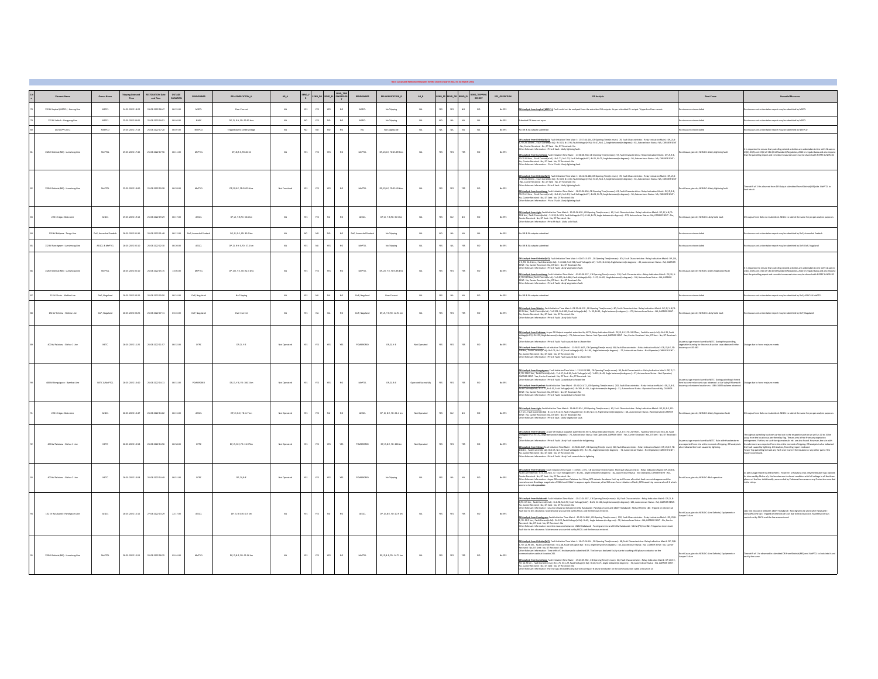Root Cause and Remedial Measures for the Date 01-March-2022 to 31-March-2022

| S.N | Element Name | Owner Name | Tripping Date and Time | RESTORATION Date and Time | OUTAGE DURATION | ENDOWNER | RELAYINDICATION_A | AR_A | SEND_FIR | SEND_DR | SEND_EL | SEND_TRIPPINGREPORT | ENDOWNER | RELAYINDICATION_B | AR_B | RECEIVE_FIR | RECEIVE_DR | RECEIVE_EL | RECEIVE_TRIPPING REPORT | SPS_OPERATION | DR Analysis | Root Cause | Remedial Measures |
|---|---|---|---|---|---|---|---|---|---|---|---|---|---|---|---|---|---|---|---|---|---|---|---|
| 78 | 132 kV Imphal (MSPCL) - Karong Line | MSPCL | 25-03-2022 18:22 | 25-03-2022 18:47 | 00:25:00 | MSPCL | Over Current | NA | YES | YES | YES | NO | MSPCL | No Tripping | NA | YES | YES | NO | NO | No SPS | DR Analysis from Imphal (MSPCL): Fault could not be analysed from the submitted DR outputs. As per submitted EL output, Tripped on Over current. | Root cause not concluded | Root cause and action taken report may be submitted by MSPCL |
| 79 | 132 kV Loktak - Rengpang Line | NHPC | 25-03-2022 04:05 | 25-03-2022 04:51 | 00:46:00 | NHPC | DP, Z1, R-Y, FD: 29.95 kms | NA | NO | YES | NO | NO | MSPCL | No Tripping | NA | NO | NA | NA | NA | No SPS | Submitted DR does not open | Root cause not concluded | Root cause and action taken report may be submitted by MSPCL |
| 80 | AGTCCPP Unit 2 | NEEPCO | 25-03-2022 17:13 | 25-03-2022 17:20 | 00:07:00 | NEEPCO | Tripped due to Underexcitation | NA | NO | NO | NO | NO | NIL | Not Applicable | NA | NA | NA | NA | NA | No SPS | No DR & EL outputs submitted | Root cause not concluded | Root cause and action taken report may be submitted by NEEPCO |
| 81 | 132kV Khleriat(ME) - Lumshnong Line | MePTCL | 25-03-2022 17:45 | 25-03-2022 17:56 | 00:11:00 | MePTCL | DP, Z1,B-E, FD:20.32 | NA | YES | YES | YES | NO | MePTCL | DP, Z1,B-E, FD:21.89 Kms | NA | YES | YES | YES | NO | No SPS | DR Analysis from Khleriat(ME) ... Other Relevant Information : Prima Facie fault: Likely lightning fault. DR Analysis from Lumshnong ... Other Relevant Information : Prima Facie fault: Likely lightning fault | Root Cause given by NERLDC: Likely Lightning fault | It is requested to ensure that patrolling related activities are undertaken in line with Clause no 23(2), 23(3) and 23(4) of CEA (Grid Standard) Regulation 2010 on regular basis and also request that the patrolling report and remedial measures taken may be shared with NERPC & NERLDC |
| 82 | 132kV Khleriat(ME) - Lumshnong Line | MePTCL | 25-03-2022 19:40 | 25-03-2022 19:28 | 00:18:00 | MePTCL | DP, Z1,B-E, FD:20.25 Kms | Not Furnished | YES | YES | YES | NO | MePTCL | DP, Z1,B-E, FD:21.43 Kms | NA | YES | YES | YES | NO | No SPS | DR Analysis from Khleriat(ME) ... Other Relevant Information : Prima Facie fault: Likely lightning fault. DR Analysis from Lumshnong ... Other Relevant Information : Prima Facie fault: Likely lightning fault | Root Cause given by NERLDC: Likely Lightning fault | Time drift of 5 Hrs observed from DR Output submitted from Khleriat(ME) side. MePTCL to look into it. |
| 83 | 220 kV Agia - Boko Line | AEGCL | 25-03-2022 19:12 | 25-03-2022 19:29 | 00:17:00 | AEGCL | DP, Z1, Y-B,FD: 50.6 km | NA | YES | YES | NA | NO | AEGCL | DP, Z1, Y-B,FD: 35.5 km | NA | YES | NA | NA | NO | No SPS | DR Analysis from Agia ... Other Relevant Information : Prima Facie fault: Likely solid fault | Root Cause given by NERLDC: Likely Solid fault | DR output from Boko not submitted. AEGCL to submit the same for proper analysis purposes |
| 84 | 132 kV Balipara - Tenga Line | DoP, Arunachal Pradesh | 26-03-2022 01:36 | 26-03-2022 01:48 | 00:12:00 | DoP, Arunachal Pradesh | OP, Z1, R-Y, FD: 30.9 km | NA | NO | NO | NO | NO | DoP, Arunachal Pradesh | No Tripping | NA | NO | NA | NA | NA | No SPS | No DR & EL outputs submitted | Root cause not concluded | Root cause and action taken report may be submitted by DoP, Arunachal Pradesh |
| 85 | 132 kV Paschigaon - Lumshnong Line | AEGCL & MePTCL | 26-03-2022 02:10 | 26-03-2022 02:30 | 00:20:00 | AEGCL | DP, Z1, R-Y-E, FD: 57.5 km | NA | YES | NA | YES | NO | MePTCL | No Tripping | NA | YES | NA | YES | NO | No SPS | No DR & EL outputs submitted | Root cause not concluded | Root cause and action taken report may be submitted by DoP, DoP, Nagaland |
| 86 | 132kV Khleriat(ME) - Lumshnong Line | MePTCL | 26-03-2022 02:10 | 26-03-2022 15:15 | 13:05:00 | MePTCL | DP, Z3I, Y-E, FD: 52.4 kms | NA | YES | YES | YES | NO | MePTCL | DP, Z3I, Y-E, FD:5.85 kms | NA | YES | YES | YES | NO | No SPS | DR Analysis from Khleriat(ME) ... Other Relevant Information : Prima Facie fault: Likely Vegetation fault. DR Analysis from Lumshnong ... Other Relevant Information : Prima Facie fault: Likely Vegetation fault | Root Cause given by NERLDC: Likely Vegetation fault | It is requested to ensure that patrolling related activities are undertaken in line with Clause no 23(2), 23(3) and 23(4) of CEA (Grid Standard) Regulation 2010 on regular basis and also request that the patrolling report and remedial measures taken may be shared with NERPC & NERLDC |
| 87 | 132 kV Sanis - Wokha Line | DoP_Nagaland | 26-03-2022 03:26 | 26-03-2022 03:50 | 00:24:00 | DoP, Nagaland | No Tripping | NA | YES | NA | NA | NO | DoP, Nagaland | Over Current | NA | YES | NA | NA | NO | No SPS | No DR & EL outputs submitted | Root cause not concluded | Root cause and action taken report may be submitted by DoP, AEGCL & MePTCL |
| 88 | 132 kV Kohima - Wokha Line | DoP_Nagaland | 26-03-2022 03:26 | 26-03-2022 07:11 | 03:45:00 | DoP, Nagaland | Over Current | NA | YES | NA | NA | NO | DoP, Nagaland | DP, Z1, Y-B,FD: 12.93 km | NA | YES | YES | YES | NO | No SPS | DR Analysis from Wokha ... Other Relevant Information : Prima Facie fault: Likely Solid Fault | Root Cause given by NERLDC: Likely Solid fault | Root cause and action taken report may be submitted by DoP, Nagaland |
| 89 | 400 kV Palatana - Silchar 1 Line | NETC | 26-03-2022 11:23 | 26-03-2022 11:57 | 00:32:00 | OTPC | DP, Z1, Y-E | Not Operated | YES | YES | YES | YES | POWERGRID | DP, Z1, Y-E | Not Operated | YES | YES | YES | NO | No SPS | DR Analysis from Palatana ... Other Relevant Information : Prima Facie fault: Fault caused due to Jhoom fire. DR Analysis from Silchar ... Other Relevant Information : Prima Facie fault: Fault caused due to Jhoom fire | As per outage report shared by NETC: During the patrolling, vegetation burning for Jhoom cultivation was observed in the tower span ... | Outage due to force majeure events |
| 90 | 400 kV Bongaigaon - Byrnihat Line | NETC & MePTCL | 26-03-2022 13:40 | 26-03-2022 14:11 | 00:31:00 | POWERGRID | DP, Z1, Y-E, FD: 106.3 km | Not Operated | YES | YES | YES | YES | MePTCL | DP, Z1, B-E | Operated Successfully | YES | YES | YES | NO | No SPS | DR Analysis from Bongaigaon ... Other Relevant Information : Prima Facie fault: Caused due to forest fire. DR Analysis from Byrnihat ... Other Relevant Information : Prima Facie fault: Caused due to forest fire | As per outage report shared by NETC: During patrolling it forest fire by some miscreants was observed ... | Outage due to force majeure events |
| 91 | 220 kV Agia - Boko Line | AEGCL | 26-03-2022 13:47 | 26-03-2022 14:02 | 00:15:00 | AEGCL | DP, Z1, R-E, FD: 4.7 km | Not Operated | YES | YES | NA | NO | AEGCL | DP, Z1, B-E, FD: 56.4 km | Not Operated | YES | NA | NA | NO | No SPS | DR Analysis from Agia ... Other Relevant Information : Prima Facie fault: Likely Vegetation fault | Root Cause given by NERLDC: Likely Vegetation fault | DR output from Boko not submitted. AEGCL to submit the same for proper analysis purposes |
| 92 | 400 kV Palatana - Silchar 1 Line | NETC | 26-03-2022 13:58 | 26-03-2022 14:56 | 00:58:00 | OTPC | DP, Z1, B-E, FD: 24.97km | Not Operated | YES | YES | YES | YES | POWERGRID | DP, Z1, B-E, FD: 246 km | Not Operated | YES | YES | YES | NO | No SPS | DR Analysis from Palatana ... Other Relevant Information : Prima Facie fault: Likely fault caused due to lightning. DR Analysis from Silchar ... Other Relevant Information : Prima Facie fault: Likely fault caused due to lightning | As per outage report shared by NETC: Rain with thunderstorm was reported from site at the moment of tripping. DR analysis also indicated the fault caused by lightning | Throughout patrolling has been carried out in the respective portion ... |
| 93 | 400 kV Palatana - Silchar 2 Line | NETC | 26-03-2022 13:58 | 26-03-2022 14:49 | 00:51:00 | OTPC | DP, Z3,B-E | Not Operated | YES | YES | YES | YES | POWERGRID | No Tripping | NA | YES | NA | NA | NO | No SPS | DR Analysis from Palatana ... Other Relevant Information : ... mis operation | Root Cause given by NERLDC: Mal operation | As per outage report shared by NETC: However, at Palatana end, only the breaker was opened ... |
| 94 | 132 kV Hailakandi - Panchgram Line | AEGCL | 26-03-2022 15:13 | 27-03-2022 15:29 | 23:27:00 | AEGCL | DP, Z1, B-E, FD: 4.5 km | NA | YES | YES | NA | NO | AEGCL | DP, Z3, B-E, FD: 10.9 km | NA | YES | YES | YES | NO | No SPS | DR Analysis from Hailakandi ... DR Analysis from Panchgram ... Other Relevant Information: Less line clearance between 132kV Hailakandi - Panchgram Line and 132kV Hailakandi - Silchar(PG) line ... | Root Cause given by NERLDC: Line Defect/ Equipment or Jumper Failure | Less line clearance between 132kV Hailakandi - Panchgram Line and 132kV Hailakandi - Silchar(PG) line (A): Tripped on Intermittent fault due to less clearance. Maintenance was carried out by PGCIL and the line was restored. |
| 95 | 132kV Khleriat(ME) - Lumshnong Line | MePTCL | 26-03-2022 15:01 | 26-03-2022 18:35 | 03:44:00 | MePTCL | DP, Z1,B-E, FD: 21.96 km | NA | YES | YES | YES | NO | MePTCL | DP, Z1,B-E, FD: 16.73 km | NA | YES | YES | YES | NO | No SPS | DR Analysis from Khleriat(ME) ... Other Relevant Information: The line was declared faulty due to touching of B phase conductor on the communication cable at location 23. DR Analysis from Lumshnong ... | Root Cause given by NERLDC: Line Defect/ Equipment or Jumper Failure | Time drift of 5 hr observed in submitted DR from Khleriat(ME) end. MePTCL to look into it and rectify the same. |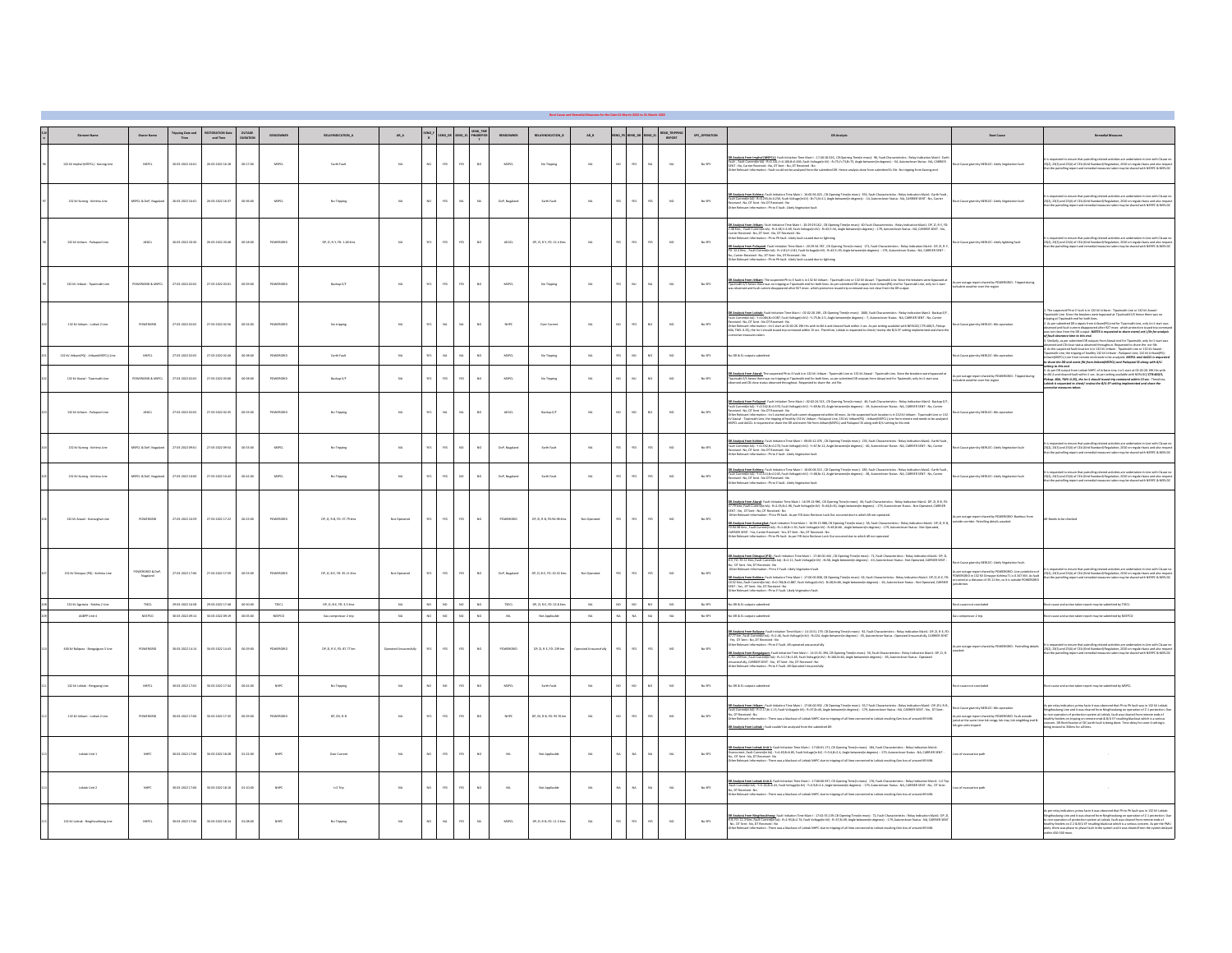**Root Cause and Remedial Measures for the Date 01 March 2022 to 31 March 2022**

| S.No | Element Name | Owner Name | Tripping Date and Time | Restoration Date and Time | Outage Duration | DR Owner A | Relay Indication_A | AR_A | SEND_FIR | SEND_DR | SEND_EL | SEND_TRIP_FINDER | DR Owner B | Relay Indication_B | AR_B | SEND_FIR | SEND_DR | SEND_EL | SEND_TRIPPING REPORT | SPS_OPERATION | DR Analysis | Root Cause | Remedial Measures |
|---|---|---|---|---|---|---|---|---|---|---|---|---|---|---|---|---|---|---|---|---|---|---|---|
| 96 | 132 kV Imphal (MSPCL) - Karong Line | MSPCL | 26-03-2022 16:01 | 26-03-2022 16:18 | 00:17:00 | MSPCL | Earth Fault | NA | NO | YES | YES | NO | MSPCL | No Tripping | NA | NO | YES | NA | NA | No SPS | DR Analysis from Imphal (MSPCL): ... | Root Cause given by NERLDC: Likely Vegetation fault | It is requested to ensure that patrolling related activities are undertaken in line with Clause no 23(2), 23(3) and 23(4) of CEA (Grid Standard) Regulation, 2010 on regular basis and also request that the patrolling report and remedial measures taken may be shared with NERPC & NERLDC |
| 97 | 132 kV Karong - Kohima Line | MSPCL & DoP, Nagaland | 26-03-2022 16:01 | 26-03-2022 16:37 | 00:36:00 | MSPCL | No Tripping | NA | NO | YES | NA | NA | DoP, Nagaland | Earth Fault | NA | YES | YES | YES | NO | No SPS | DR Analysis from Kohima: ... Other Relevant Information: Phase R fault. Likely Vegetation fault | Root Cause given by NERLDC: Likely Vegetation fault | It is requested to ensure that patrolling related activities are undertaken in line with Clause no 23(2), 23(3) and 23(4) of CEA (Grid Standard) Regulation, 2010 on regular basis and also request that the patrolling report and remedial measures taken may be shared with NERPC & NERLDC |
| 98 | 132 kV Jiribam - Pailapool Line | AEGCL | 26-03-2022 20:30 | 26-03-2022 20:48 | 00:18:00 | POWERGRID | DP, Z1, R-Y, 1.48 Kms | NA | YES | YES | YES | NO | AEGCL | DP, Z1, R-Y, FD: 12.4 Kms | NA | YES | YES | YES | NO | No SPS | DR Analysis from Jiribam: ... DR Analysis from Pailapool: ... | Root Cause given by NERLDC: Likely lightning fault | It is requested to ensure that patrolling related activities are undertaken in line with Clause no 23(2), 23(3) and 23(4) of CEA (Grid Standard) Regulation, 2010 on regular basis and also request that the patrolling report and remedial measures taken may be shared with NERPC & NERLDC |
| 99 | 132 kV Jiribam - Tipaimukh Line | POWERGRID & MSPCL | 27-03-2022 02:02 | 27-03-2022 03:01 | 00:59:00 | POWERGRID | Backup E/F | NA | YES | YES | YES | NO | MSPCL | No Tripping | NA | YES | NA | NA | NA | No SPS | DR Analysis from Jiribam: ... | As per outage report shared by POWERGRID: Tripped during turbulent weather over the region | |
| 100 | 132 kV Jiribam - Loktak 2 Line | POWERGRID | 27-03-2022 02:02 | 27-03-2022 02:56 | 00:54:00 | POWERGRID | No tripping | NA | YES | NA | NA | NO | NHPC | Over Current | NA | NO | YES | NO | NO | No SPS | DR Analysis from Loktak: ... | Root Cause given by NERLDC: Mis-operation | ... |
| 101 | 132 kV Jiribam(PG) - Jiribam(MSPCL) Line | MSPCL | 27-03-2022 02:02 | 27-03-2022 02:40 | 00:38:00 | POWERGRID | Earth Fault | NA | YES | NA | NA | NO | MSPCL | No Tripping | NA | YES | NO | NO | NO | No SPS | No DR & EL outputs submitted | Root Cause given by NERLDC: Mis-operation | ... |
| 102 | 132 kV Aizawl - Tipaimukh Line | POWERGRID & MSPCL | 27-03-2022 02:02 | 27-03-2022 02:40 | 00:38:00 | POWERGRID | Backup E/F | NA | YES | YES | YES | NO | MSPCL | No Tripping | NA | NO | NA | NA | NA | No SPS | DR Analysis from Aizawl: ... | As per outage report shared by POWERGRID: Tripped during turbulent weather over the region | ... |
| 103 | 132 kV Jiribam - Pailapool Line | AEGCL | 27-03-2022 02:02 | 27-03-2022 02:35 | 00:33:00 | POWERGRID | No Tripping | NA | YES | NA | NA | NO | AEGCL | Backup E/F | NA | NO | YES | NO | NO | No SPS | DR Analysis from Pailapool: ... | Root Cause given by NERLDC: Mis-operation | |
| 104 | 132 kV Karong - Kohima Line | MSPCL & DoP, Nagaland | 27-03-2022 09:01 | 27-03-2022 09:34 | 00:33:00 | MSPCL | No Tripping | NA | YES | YES | NO | NO | DoP, Nagaland | Earth Fault | NA | YES | YES | YES | NO | No SPS | DR Analysis from Kohima: ... Other Relevant Information: Phase B fault. Likely Vegetation fault | Root Cause given by NERLDC: Likely Vegetation fault | It is requested to ensure that patrolling related activities are undertaken in line with Clause no 23(2), 23(3) and 23(4) of CEA (Grid Standard) Regulation, 2010 on regular basis and also request that the patrolling report and remedial measures taken may be shared with NERPC & NERLDC |
| 105 | 132 kV Karong - Kohima Line | MSPCL & DoP, Nagaland | 27-03-2022 10:00 | 27-03-2022 10:42 | 00:42:00 | MSPCL | No Tripping | NA | YES | YES | NO | NO | DoP, Nagaland | Earth Fault | NA | YES | YES | YES | NO | No SPS | DR Analysis from Kohima: ... Other Relevant Information: Phase B fault. Likely Vegetation fault | Root Cause given by NERLDC: Likely Vegetation fault | It is requested to ensure that patrolling related activities are undertaken in line with Clause no 23(2), 23(3) and 23(4) of CEA (Grid Standard) Regulation, 2010 on regular basis and also request that the patrolling report and remedial measures taken may be shared with NERPC & NERLDC |
| 106 | 132 kV Aizawl - Kumarghat Line | POWERGRID | 27-03-2022 16:59 | 27-03-2022 17:22 | 00:23:00 | POWERGRID | DP, Z1, R-N, FD: 37.79 kms | Not Operated | YES | YES | YES | NO | POWERGRID | DP, Z1, R-N, FD: 66.98 Kms | Not Operated | YES | YES | YES | NO | No SPS | DR Analysis from Aizawl: ... DR Analysis from Kumarghat: ... | As per outage report shared by POWERGRID: Bamboo from outside corridor. Patrolling details awaited. | AR Needs to be checked |
| 107 | 132 kV Dimapur (PG) - Kohima Line | POWERGRID & DoP, Nagaland | 27-03-2022 17:00 | 27-03-2022 17:39 | 00:39:00 | POWERGRID | DP, Z1, R-N, FD: 35.11 Kms | Not Operated | YES | YES | YES | NO | DoP, Nagaland | DP, Z1, R-N, FD: 10.52 Kms | Not Operated | YES | YES | YES | NO | No SPS | DR Analysis from Dimapur (PG): ... DR Analysis from Kohima: ... | Root Cause given by NERLDC: Likely Vegetation fault. As per outage report shared by POWERGRID: ... | It is requested to ensure that patrolling related activities are undertaken in line with Clause no 23(2), 23(3) and 23(4) of CEA (Grid Standard) Regulation, 2010 on regular basis and also request that the patrolling report and remedial measures taken may be shared with NERPC & NERLDC |
| 108 | 132 kV Agartala - Rokhia 2 Line | TSECL | 29-03-2022 16:58 | 29-03-2022 17:48 | 00:50:00 | TSECL | DP, Z1, R-Y, FD: 3.3 Kms | NA | NO | NO | NO | NO | TSECL | DP, Z1, R-Y, FD: 22.8 Kms | NA | NO | NO | NO | NO | No SPS | No DR & EL outputs submitted | Root cause not concluded | Root cause and action taken report may be submitted by TSECL |
| 109 | AGBPP Unit 6 | NEEPCO | 30-03-2022 09:14 | 30-03-2022 09:19 | 00:05:00 | NEEPCO | Gas compressor 2 trip | NA | NO | NO | NO | NO | NIL | Not Applicable | NA | NA | NA | NA | NA | No SPS | No DR & EL outputs submitted | Gas compressor 2 trip | Root cause and action taken report may be submitted by NEEPCO |
| 110 | 400 kV Balipara - Bongaigaon 3 Line | POWERGRID | 30-03-2022 14:14 | 30-03-2022 14:43 | 00:29:00 | POWERGRID | DP, Z1, R-Y, FD: 87.77 km | Operated Unsuccessfully | YES | YES | YES | NO | POWERGRID | DP, Z1, R-Y, FD: 209 km | Operated Unsuccessfully | YES | YES | YES | NO | No SPS | DR Analysis from Balipara: ... DR Analysis from Bongaigaon: ... | As per outage report shared by POWERGRID: Patrolling details awaited | It is requested to ensure that patrolling related activities are undertaken in line with Clause no 23(2), 23(3) and 23(4) of CEA (Grid Standard) Regulation, 2010 on regular basis and also request that the patrolling report and remedial measures taken may be shared with NERPC & NERLDC |
| 111 | 132 kV Loktak - Rengpang Line | MSPCL | 30-03-2022 17:02 | 30-03-2022 17:44 | 00:42:00 | NHPC | No Tripping | NA | NO | NO | NO | NO | MSPCL | Earth Fault | NA | NO | NO | NO | NO | No SPS | No DR & EL outputs submitted | Root cause not concluded | Root cause and action taken report may be submitted by MSPCL |
| 112 | 132 kV Jiribam - Loktak 2 Line | POWERGRID | 30-03-2022 17:00 | 30-03-2022 17:35 | 00:35:00 | POWERGRID | DP, Z3, R-N | NA | YES | YES | YES | NO | NHPC | DP, Z1, R-N, FD: 93.76 km | NA | NO | YES | NO | NO | No SPS | DR Analysis from Jiribam: ... DR Analysis from Loktak: Fault could not be analysed from the submitted DR | Root Cause given by NERLDC: Mis-operation. As per outage report shared by POWERGRID: ... | ... |
| 113 | Loktak Unit 1 | NHPC | 30-03-2022 17:00 | 30-03-2022 18:20 | 01:20:00 | NHPC | Over Current | NA | NO | YES | YES | NO | NIL | Not Applicable | NA | NA | NA | NA | NA | No SPS | DR Analysis from Loktak Unit 1: ... | Loss of evacuation path | - |
| 114 | Loktak Unit 2 | NHPC | 30-03-2022 17:00 | 30-03-2022 18:10 | 01:10:00 | NHPC | U/F Trip | NA | NO | YES | YES | NO | NIL | Not Applicable | NA | NA | NA | NA | NA | No SPS | DR Analysis from Loktak Unit 2: ... | Loss of evacuation path | - |
| 115 | 132 kV Loktak - Ningthoukhong Line | MSPCL | 30-03-2022 17:00 | 30-03-2022 18:16 | 01:16:00 | NHPC | No Tripping | NA | NO | YES | NA | NA | MSPCL | DP, Z1, R-N, FD: 11.3 Kms | NA | YES | YES | YES | NO | No SPS | DR Analysis from Ningthoukhong: ... | ... | ... |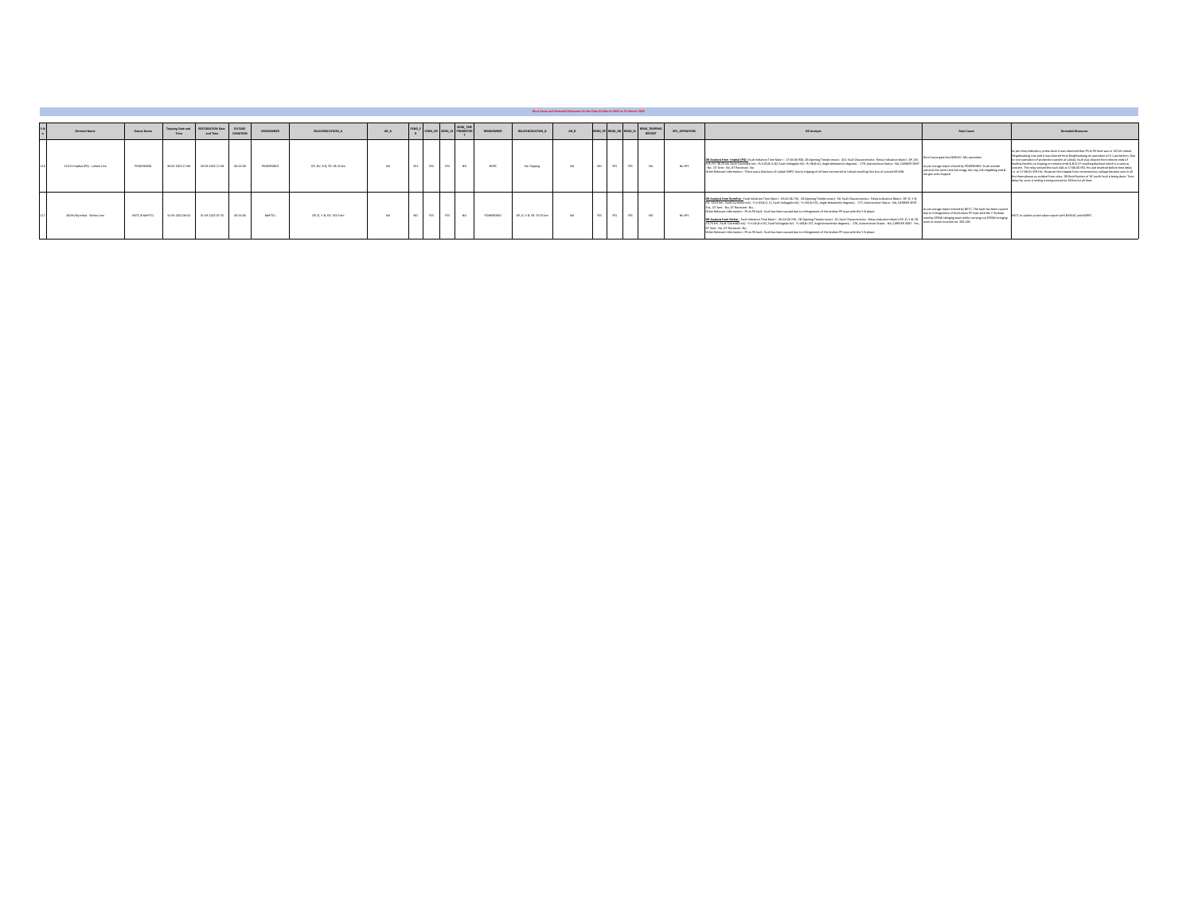Root Cause and Remedial Measures for the Date 01-March-2022 to 31-March-2022

| S.No | Element Name | Owner Name | Tripping Date and Time | RESTORATION Date and Time | OUTAGE DURATION | SENDOWNER | RELAYINDICATION_S | AR_S | SEND_FIR | SEND_DR | SEND_EL | SEND_TRIP FINDERFORT | RENDOWNER | RELAYINDICATION_R | AR_R | REND_FIR | REND_DR | REND_EL | REND_TRIPPING REPORT | SPS_OPERATION | DR Analysis | Root Cause | Remedial Measures |
|---|---|---|---|---|---|---|---|---|---|---|---|---|---|---|---|---|---|---|---|---|---|---|---|
| 116 | 132 kV Imphal (PG) - Loktak Line | POWERGRID | 30-03-2022 17:06 | 30-03-2022 17:28 | 00:22:00 | POWERGRID | DP, ZIV, R-N, FD: 56.25 km | NA | YES | YES | YES | NO | NHPC | No Tripping | NA | NO | YES | YES | NA | No SPS | DR Analysis from Imphal (PG): Fault Initiation Time Main I : 17:06:00.936, CB Opening Time(in msec): 433, Fault Characteristics : Relay Indication Main I: DP, Z4, R-N, FD: 56.25 km, Fault Current(in kA) : R=1.05,B=2.36, Fault Voltage(in kV) : R=36,B=41, Angle between(in degree) : -179, Autoreclose Status : NA, CARRIER SENT : No , DT Sent : No, DT Received : No<br>Other Relevant Information : There was a blackout of Loktak NHPC due to tripping of all lines connected to Loktak resulting Gen loss of around 69 MW. | Root Cause given by NERLDC : Mis operation<br>As per outage report shared by POWERGRID: Fault outside period at the same time kill range, kills imp, kills singhlkang end & kill gen units tripped | As per relay indications prima facie it was observed that Ph to Ph fault was in 132 kV Loktak-Ningthoukong Line and it was cleared from Ningthoukong on operation of Z-1 protection. Due to non operation of protection system at Loktak, fault was cleared from remote ends of healthy feeders on tripping on remote ends & B/U EF resulting blackout which is a serious concern. The relay sensed the fault in Z4 at 17:06:00.955 Hrs and reset ed before time delay i.e. at 17:06:01.399 Hrs. However line tripped from remote end as voltage became zero in all the three phases as evident from relay. DR Reset/duration of DC earth fault is being done. Time delay for zone 4 setting is being revised to 350ms for all lines |
| 117 | 400kV Byrnihat - Silchar Line | NETC & MePTCL | 31-03-2022 06:42 | 31-03-2022 07:15 | 00:33:00 | MePTCL | DP, ZI, Y-B, FD: 133.4 km | NA | NO | YES | YES | NO | POWERGRID | DP, ZI, Y-B, FD: 70.73 km | NA | YES | YES | YES | NO | No SPS | DR Analysis from Byrnihat : Fault Initiation Time Main I : 06:42:06.735, CB Opening Time(in msec): 50, Fault Characteristics : Relay Indication Main1: DP, Z1, Y-B, FD: 133.4 km, Fault Current(in kA) : Y=2.49,B=2.13, Fault Voltage(in kV) : Y=194,B=155, Angle between(in degree) : -177, Autoreclose Status : NA, CARRIER SENT : Yes, DT Sent : No, DT Received : No,<br>Other Relevant Information : Ph to Ph fault. Fault has been caused due to infringement of the broken PP rope with the Y-B phase<br>DR Analysis from Silchar : Fault Initiation Time Main I : 06:42:06.706, CB Opening Time(in msec): 50, Fault Characteristics : Relay Indication Main1 DP, ZI, Y-B, FD: 70.73 km, Fault Current(in kA) : Y=5.06,B=3.91, Fault Voltage(in kV) : Y=168,B=157, Angle between(in degree) : -178, Autoreclose Status : NA, CARRIER SENT : Yes, DT Sent : No, DT Received : No<br>Other Relevant Information : Ph to Ph fault. Fault has been caused due to infringement of the broken PP rope with the Y-B phase | As per outage report shared by NETC: The fault has been caused due to infringement of the broken PP rope with the Y-B phase used by OPGW stringing team while carrying out OPGW stringing work at tower location no. 204-205. | NETC to submit action taken report with NERLDC and NERPC. |